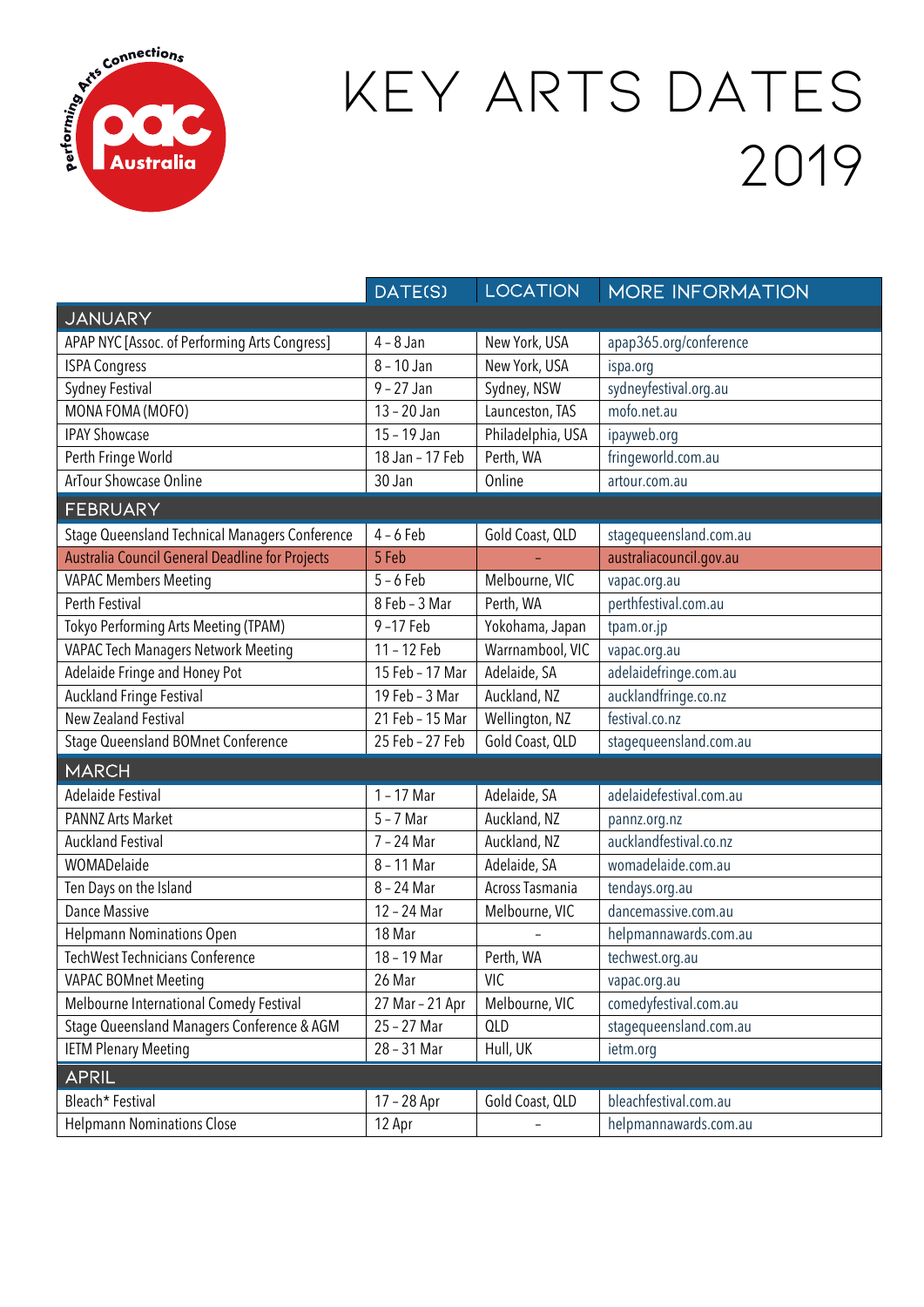# KEY ARTS DATES 2019

| | DATE(S) | LOCATION | MORE INFORMATION |
|---|---|---|---|
| **JANUARY** | | | |
| APAP NYC [Assoc. of Performing Arts Congress] | 4 – 8 Jan | New York, USA | apap365.org/conference |
| ISPA Congress | 8 – 10 Jan | New York, USA | ispa.org |
| Sydney Festival | 9 – 27 Jan | Sydney, NSW | sydneyfestival.org.au |
| MONA FOMA (MOFO) | 13 – 20 Jan | Launceston, TAS | mofo.net.au |
| IPAY Showcase | 15 – 19 Jan | Philadelphia, USA | ipayweb.org |
| Perth Fringe World | 18 Jan – 17 Feb | Perth, WA | fringeworld.com.au |
| ArTour Showcase Online | 30 Jan | Online | artour.com.au |
| **FEBRUARY** | | | |
| Stage Queensland Technical Managers Conference | 4 – 6 Feb | Gold Coast, QLD | stagequeensland.com.au |
| Australia Council General Deadline for Projects | 5 Feb | – | australiacouncil.gov.au |
| VAPAC Members Meeting | 5 – 6 Feb | Melbourne, VIC | vapac.org.au |
| Perth Festival | 8 Feb – 3 Mar | Perth, WA | perthfestival.com.au |
| Tokyo Performing Arts Meeting (TPAM) | 9 –17 Feb | Yokohama, Japan | tpam.or.jp |
| VAPAC Tech Managers Network Meeting | 11 – 12 Feb | Warrnambool, VIC | vapac.org.au |
| Adelaide Fringe and Honey Pot | 15 Feb – 17 Mar | Adelaide, SA | adelaidefringe.com.au |
| Auckland Fringe Festival | 19 Feb – 3 Mar | Auckland, NZ | aucklandfringe.co.nz |
| New Zealand Festival | 21 Feb – 15 Mar | Wellington, NZ | festival.co.nz |
| Stage Queensland BOMnet Conference | 25 Feb – 27 Feb | Gold Coast, QLD | stagequeensland.com.au |
| **MARCH** | | | |
| Adelaide Festival | 1 – 17 Mar | Adelaide, SA | adelaidefestival.com.au |
| PANNZ Arts Market | 5 – 7 Mar | Auckland, NZ | pannz.org.nz |
| Auckland Festival | 7 – 24 Mar | Auckland, NZ | aucklandfestival.co.nz |
| WOMADelaide | 8 – 11 Mar | Adelaide, SA | womadelaide.com.au |
| Ten Days on the Island | 8 – 24 Mar | Across Tasmania | tendays.org.au |
| Dance Massive | 12 – 24 Mar | Melbourne, VIC | dancemassive.com.au |
| Helpmann Nominations Open | 18 Mar | – | helpmannawards.com.au |
| TechWest Technicians Conference | 18 – 19 Mar | Perth, WA | techwest.org.au |
| VAPAC BOMnet Meeting | 26 Mar | VIC | vapac.org.au |
| Melbourne International Comedy Festival | 27 Mar – 21 Apr | Melbourne, VIC | comedyfestival.com.au |
| Stage Queensland Managers Conference & AGM | 25 – 27 Mar | QLD | stagequeensland.com.au |
| IETM Plenary Meeting | 28 – 31 Mar | Hull, UK | ietm.org |
| **APRIL** | | | |
| Bleach* Festival | 17 – 28 Apr | Gold Coast, QLD | bleachfestival.com.au |
| Helpmann Nominations Close | 12 Apr | – | helpmannawards.com.au |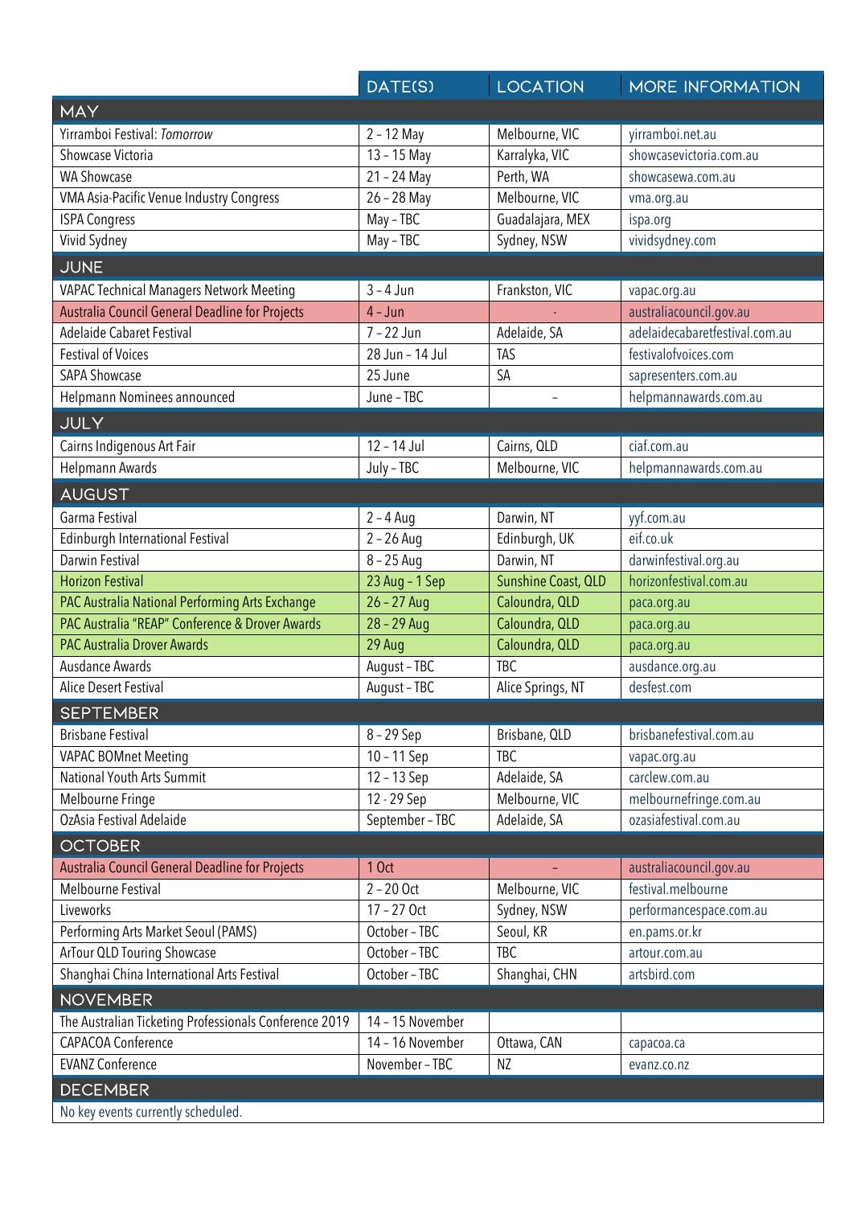| | DATE(S) | LOCATION | MORE INFORMATION |
|---|---|---|---|
| **MAY** | | | |
| Yirramboi Festival: *Tomorrow* | 2 – 12 May | Melbourne, VIC | yirramboi.net.au |
| Showcase Victoria | 13 – 15 May | Karralyka, VIC | showcasevictoria.com.au |
| WA Showcase | 21 – 24 May | Perth, WA | showcasewa.com.au |
| VMA Asia-Pacific Venue Industry Congress | 26 – 28 May | Melbourne, VIC | vma.org.au |
| ISPA Congress | May – TBC | Guadalajara, MEX | ispa.org |
| Vivid Sydney | May – TBC | Sydney, NSW | vividsydney.com |
| **JUNE** | | | |
| VAPAC Technical Managers Network Meeting | 3 – 4 Jun | Frankston, VIC | vapac.org.au |
| Australia Council General Deadline for Projects | 4 – Jun | - | australiacouncil.gov.au |
| Adelaide Cabaret Festival | 7 – 22 Jun | Adelaide, SA | adelaidecabaretfestival.com.au |
| Festival of Voices | 28 Jun – 14 Jul | TAS | festivalofvoices.com |
| SAPA Showcase | 25 June | SA | sapresenters.com.au |
| Helpmann Nominees announced | June – TBC | – | helpmannawards.com.au |
| **JULY** | | | |
| Cairns Indigenous Art Fair | 12 – 14 Jul | Cairns, QLD | ciaf.com.au |
| Helpmann Awards | July – TBC | Melbourne, VIC | helpmannawards.com.au |
| **AUGUST** | | | |
| Garma Festival | 2 – 4 Aug | Darwin, NT | yyf.com.au |
| Edinburgh International Festival | 2 – 26 Aug | Edinburgh, UK | eif.co.uk |
| Darwin Festival | 8 – 25 Aug | Darwin, NT | darwinfestival.org.au |
| Horizon Festival | 23 Aug – 1 Sep | Sunshine Coast, QLD | horizonfestival.com.au |
| PAC Australia National Performing Arts Exchange | 26 – 27 Aug | Caloundra, QLD | paca.org.au |
| PAC Australia "REAP" Conference & Drover Awards | 28 – 29 Aug | Caloundra, QLD | paca.org.au |
| PAC Australia Drover Awards | 29 Aug | Caloundra, QLD | paca.org.au |
| Ausdance Awards | August – TBC | TBC | ausdance.org.au |
| Alice Desert Festival | August – TBC | Alice Springs, NT | desfest.com |
| **SEPTEMBER** | | | |
| Brisbane Festival | 8 – 29 Sep | Brisbane, QLD | brisbanefestival.com.au |
| VAPAC BOMnet Meeting | 10 – 11 Sep | TBC | vapac.org.au |
| National Youth Arts Summit | 12 – 13 Sep | Adelaide, SA | carclew.com.au |
| Melbourne Fringe | 12 - 29 Sep | Melbourne, VIC | melbournefringe.com.au |
| OzAsia Festival Adelaide | September – TBC | Adelaide, SA | ozasiafestival.com.au |
| **OCTOBER** | | | |
| Australia Council General Deadline for Projects | 1 Oct | – | australiacouncil.gov.au |
| Melbourne Festival | 2 – 20 Oct | Melbourne, VIC | festival.melbourne |
| Liveworks | 17 – 27 Oct | Sydney, NSW | performancespace.com.au |
| Performing Arts Market Seoul (PAMS) | October – TBC | Seoul, KR | en.pams.or.kr |
| ArTour QLD Touring Showcase | October – TBC | TBC | artour.com.au |
| Shanghai China International Arts Festival | October – TBC | Shanghai, CHN | artsbird.com |
| **NOVEMBER** | | | |
| The Australian Ticketing Professionals Conference 2019 | 14 – 15 November | | |
| CAPACOA Conference | 14 – 16 November | Ottawa, CAN | capacoa.ca |
| EVANZ Conference | November – TBC | NZ | evanz.co.nz |
| **DECEMBER** | | | |
| No key events currently scheduled. | | | |